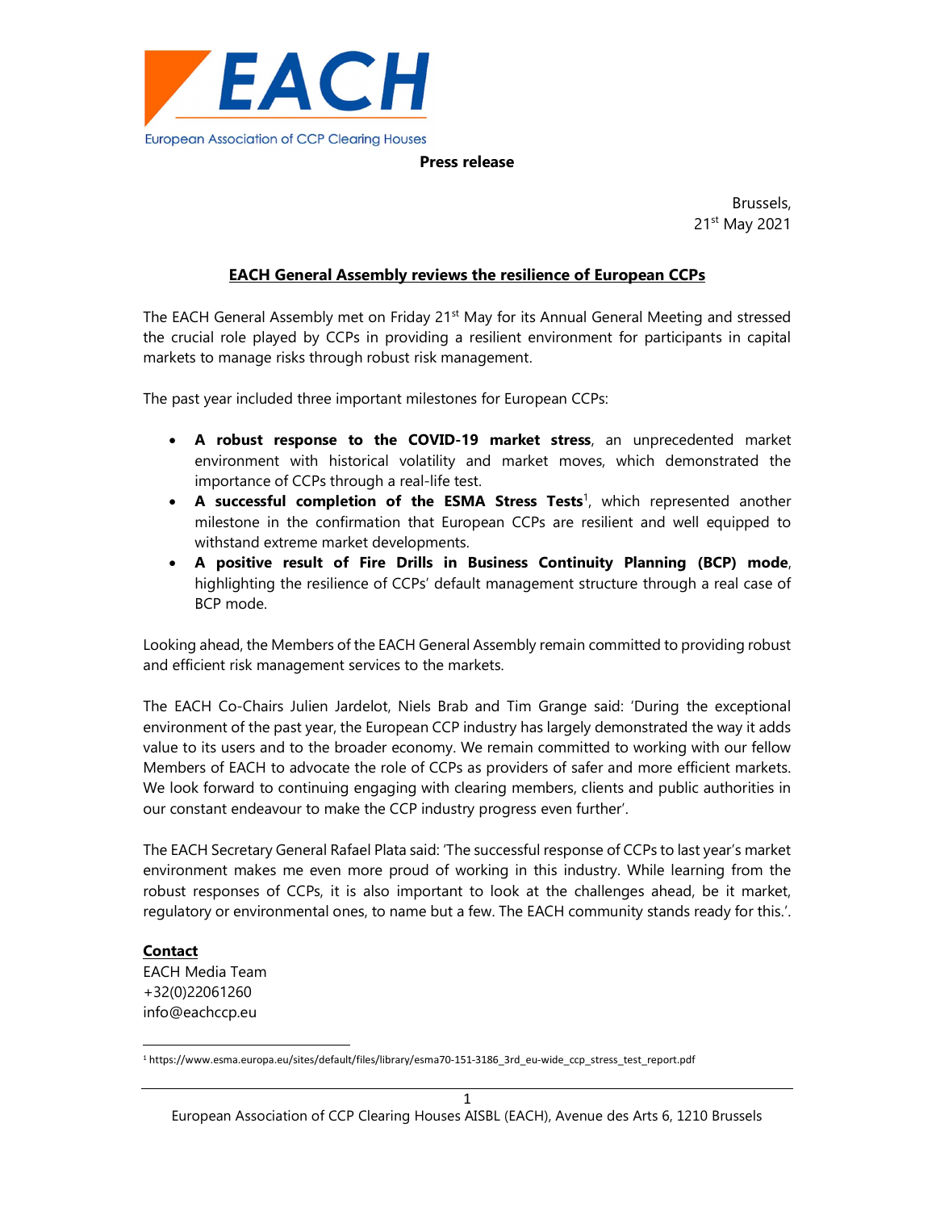EACH

European Association of CCP Clearing Houses

**Press release**

Brussels,
21st May 2021

## EACH General Assembly reviews the resilience of European CCPs

The EACH General Assembly met on Friday 21st May for its Annual General Meeting and stressed the crucial role played by CCPs in providing a resilient environment for participants in capital markets to manage risks through robust risk management.

The past year included three important milestones for European CCPs:

- **A robust response to the COVID-19 market stress**, an unprecedented market environment with historical volatility and market moves, which demonstrated the importance of CCPs through a real-life test.
- **A successful completion of the ESMA Stress Tests**[1], which represented another milestone in the confirmation that European CCPs are resilient and well equipped to withstand extreme market developments.
- **A positive result of Fire Drills in Business Continuity Planning (BCP) mode**, highlighting the resilience of CCPs' default management structure through a real case of BCP mode.

Looking ahead, the Members of the EACH General Assembly remain committed to providing robust and efficient risk management services to the markets.

The EACH Co-Chairs Julien Jardelot, Niels Brab and Tim Grange said: 'During the exceptional environment of the past year, the European CCP industry has largely demonstrated the way it adds value to its users and to the broader economy. We remain committed to working with our fellow Members of EACH to advocate the role of CCPs as providers of safer and more efficient markets. We look forward to continuing engaging with clearing members, clients and public authorities in our constant endeavour to make the CCP industry progress even further'.

The EACH Secretary General Rafael Plata said: 'The successful response of CCPs to last year's market environment makes me even more proud of working in this industry. While learning from the robust responses of CCPs, it is also important to look at the challenges ahead, be it market, regulatory or environmental ones, to name but a few. The EACH community stands ready for this.'.

**Contact**
EACH Media Team
+32(0)22061260
info@eachccp.eu

[1] https://www.esma.europa.eu/sites/default/files/library/esma70-151-3186_3rd_eu-wide_ccp_stress_test_report.pdf

European Association of CCP Clearing Houses AISBL (EACH), Avenue des Arts 6, 1210 Brussels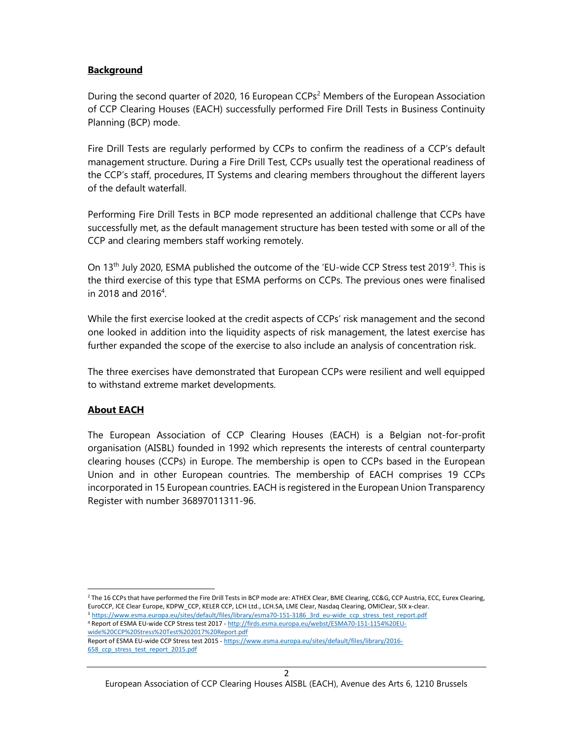**Background**

During the second quarter of 2020, 16 European CCPs[2] Members of the European Association of CCP Clearing Houses (EACH) successfully performed Fire Drill Tests in Business Continuity Planning (BCP) mode.

Fire Drill Tests are regularly performed by CCPs to confirm the readiness of a CCP's default management structure. During a Fire Drill Test, CCPs usually test the operational readiness of the CCP's staff, procedures, IT Systems and clearing members throughout the different layers of the default waterfall.

Performing Fire Drill Tests in BCP mode represented an additional challenge that CCPs have successfully met, as the default management structure has been tested with some or all of the CCP and clearing members staff working remotely.

On 13th July 2020, ESMA published the outcome of the 'EU-wide CCP Stress test 2019'[3]. This is the third exercise of this type that ESMA performs on CCPs. The previous ones were finalised in 2018 and 2016[4].

While the first exercise looked at the credit aspects of CCPs' risk management and the second one looked in addition into the liquidity aspects of risk management, the latest exercise has further expanded the scope of the exercise to also include an analysis of concentration risk.

The three exercises have demonstrated that European CCPs were resilient and well equipped to withstand extreme market developments.

**About EACH**

The European Association of CCP Clearing Houses (EACH) is a Belgian not-for-profit organisation (AISBL) founded in 1992 which represents the interests of central counterparty clearing houses (CCPs) in Europe. The membership is open to CCPs based in the European Union and in other European countries. The membership of EACH comprises 19 CCPs incorporated in 15 European countries. EACH is registered in the European Union Transparency Register with number 36897011311-96.

---

[2] The 16 CCPs that have performed the Fire Drill Tests in BCP mode are: ATHEX Clear, BME Clearing, CC&G, CCP Austria, ECC, Eurex Clearing, EuroCCP, ICE Clear Europe, KDPW_CCP, KELER CCP, LCH Ltd., LCH.SA, LME Clear, Nasdaq Clearing, OMIClear, SIX x-clear.

[3] https://www.esma.europa.eu/sites/default/files/library/esma70-151-3186_3rd_eu-wide_ccp_stress_test_report.pdf

[4] Report of ESMA EU-wide CCP Stress test 2017 - http://firds.esma.europa.eu/webst/ESMA70-151-1154%20EU-wide%20CCP%20Stress%20Test%202017%20Report.pdf

Report of ESMA EU-wide CCP Stress test 2015 - https://www.esma.europa.eu/sites/default/files/library/2016-658_ccp_stress_test_report_2015.pdf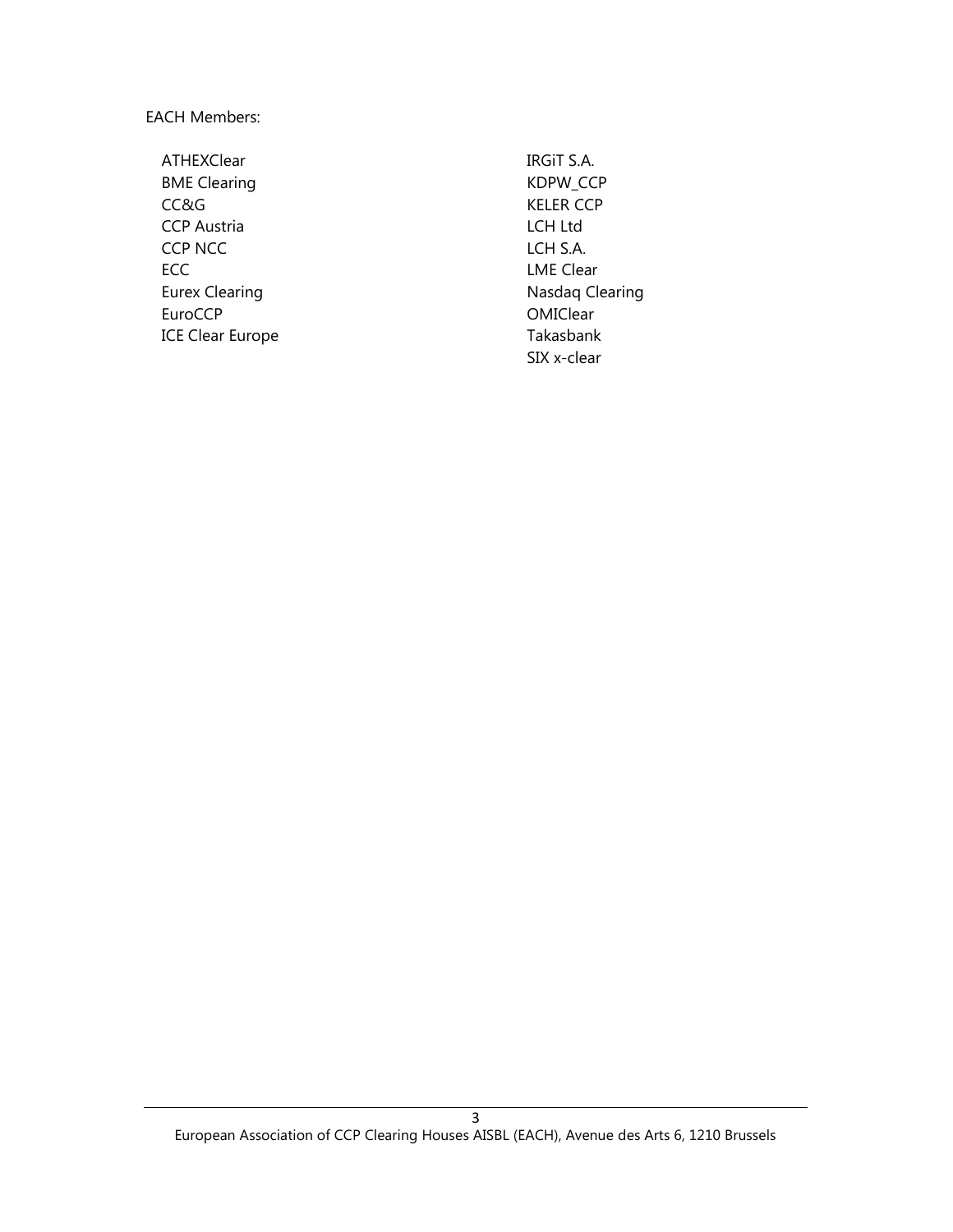EACH Members:

- ATHEXClear
- BME Clearing
- CC&G
- CCP Austria
- CCP NCC
- ECC
- Eurex Clearing
- EuroCCP
- ICE Clear Europe
- IRGiT S.A.
- KDPW_CCP
- KELER CCP
- LCH Ltd
- LCH S.A.
- LME Clear
- Nasdaq Clearing
- OMIClear
- Takasbank
- SIX x-clear